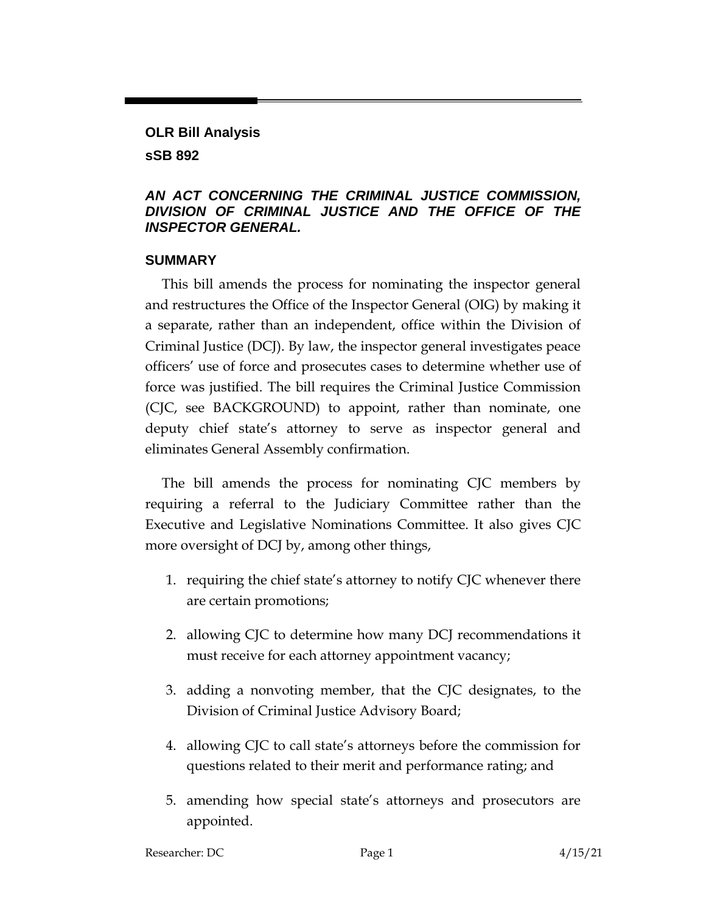**OLR Bill Analysis**

**sSB 892**

***AN ACT CONCERNING THE CRIMINAL JUSTICE COMMISSION, DIVISION OF CRIMINAL JUSTICE AND THE OFFICE OF THE INSPECTOR GENERAL.***

## SUMMARY

This bill amends the process for nominating the inspector general and restructures the Office of the Inspector General (OIG) by making it a separate, rather than an independent, office within the Division of Criminal Justice (DCJ). By law, the inspector general investigates peace officers' use of force and prosecutes cases to determine whether use of force was justified. The bill requires the Criminal Justice Commission (CJC, see BACKGROUND) to appoint, rather than nominate, one deputy chief state's attorney to serve as inspector general and eliminates General Assembly confirmation.

The bill amends the process for nominating CJC members by requiring a referral to the Judiciary Committee rather than the Executive and Legislative Nominations Committee. It also gives CJC more oversight of DCJ by, among other things,

1. requiring the chief state's attorney to notify CJC whenever there are certain promotions;
2. allowing CJC to determine how many DCJ recommendations it must receive for each attorney appointment vacancy;
3. adding a nonvoting member, that the CJC designates, to the Division of Criminal Justice Advisory Board;
4. allowing CJC to call state's attorneys before the commission for questions related to their merit and performance rating; and
5. amending how special state's attorneys and prosecutors are appointed.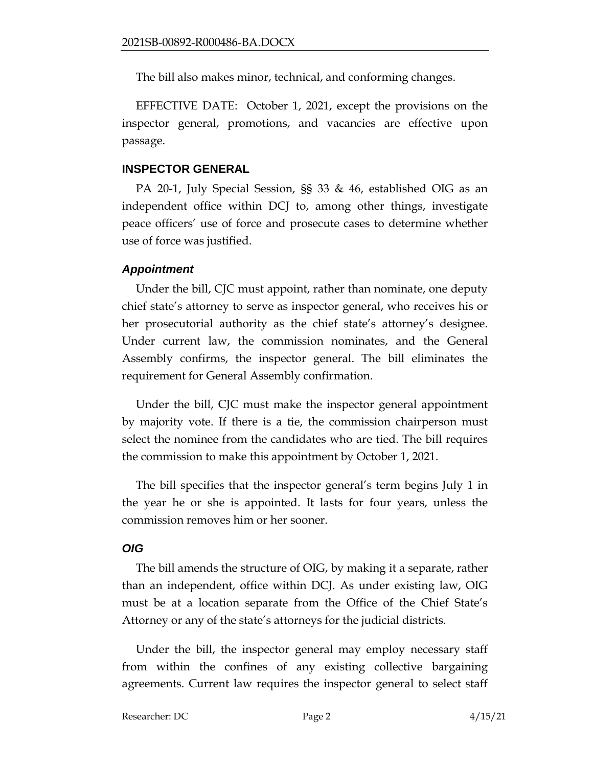The bill also makes minor, technical, and conforming changes.

EFFECTIVE DATE: October 1, 2021, except the provisions on the inspector general, promotions, and vacancies are effective upon passage.

## INSPECTOR GENERAL

PA 20-1, July Special Session, §§ 33 & 46, established OIG as an independent office within DCJ to, among other things, investigate peace officers' use of force and prosecute cases to determine whether use of force was justified.

### *Appointment*

Under the bill, CJC must appoint, rather than nominate, one deputy chief state's attorney to serve as inspector general, who receives his or her prosecutorial authority as the chief state's attorney's designee. Under current law, the commission nominates, and the General Assembly confirms, the inspector general. The bill eliminates the requirement for General Assembly confirmation.

Under the bill, CJC must make the inspector general appointment by majority vote. If there is a tie, the commission chairperson must select the nominee from the candidates who are tied. The bill requires the commission to make this appointment by October 1, 2021.

The bill specifies that the inspector general's term begins July 1 in the year he or she is appointed. It lasts for four years, unless the commission removes him or her sooner.

### *OIG*

The bill amends the structure of OIG, by making it a separate, rather than an independent, office within DCJ. As under existing law, OIG must be at a location separate from the Office of the Chief State's Attorney or any of the state's attorneys for the judicial districts.

Under the bill, the inspector general may employ necessary staff from within the confines of any existing collective bargaining agreements. Current law requires the inspector general to select staff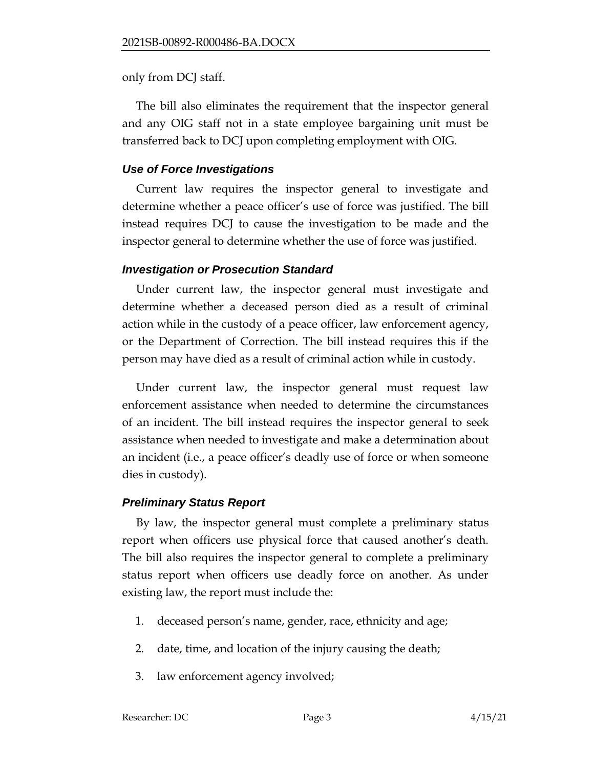only from DCJ staff.

The bill also eliminates the requirement that the inspector general and any OIG staff not in a state employee bargaining unit must be transferred back to DCJ upon completing employment with OIG.

### *Use of Force Investigations*

Current law requires the inspector general to investigate and determine whether a peace officer's use of force was justified. The bill instead requires DCJ to cause the investigation to be made and the inspector general to determine whether the use of force was justified.

### *Investigation or Prosecution Standard*

Under current law, the inspector general must investigate and determine whether a deceased person died as a result of criminal action while in the custody of a peace officer, law enforcement agency, or the Department of Correction. The bill instead requires this if the person may have died as a result of criminal action while in custody.

Under current law, the inspector general must request law enforcement assistance when needed to determine the circumstances of an incident. The bill instead requires the inspector general to seek assistance when needed to investigate and make a determination about an incident (i.e., a peace officer's deadly use of force or when someone dies in custody).

### *Preliminary Status Report*

By law, the inspector general must complete a preliminary status report when officers use physical force that caused another's death. The bill also requires the inspector general to complete a preliminary status report when officers use deadly force on another. As under existing law, the report must include the:

1. deceased person's name, gender, race, ethnicity and age;
2. date, time, and location of the injury causing the death;
3. law enforcement agency involved;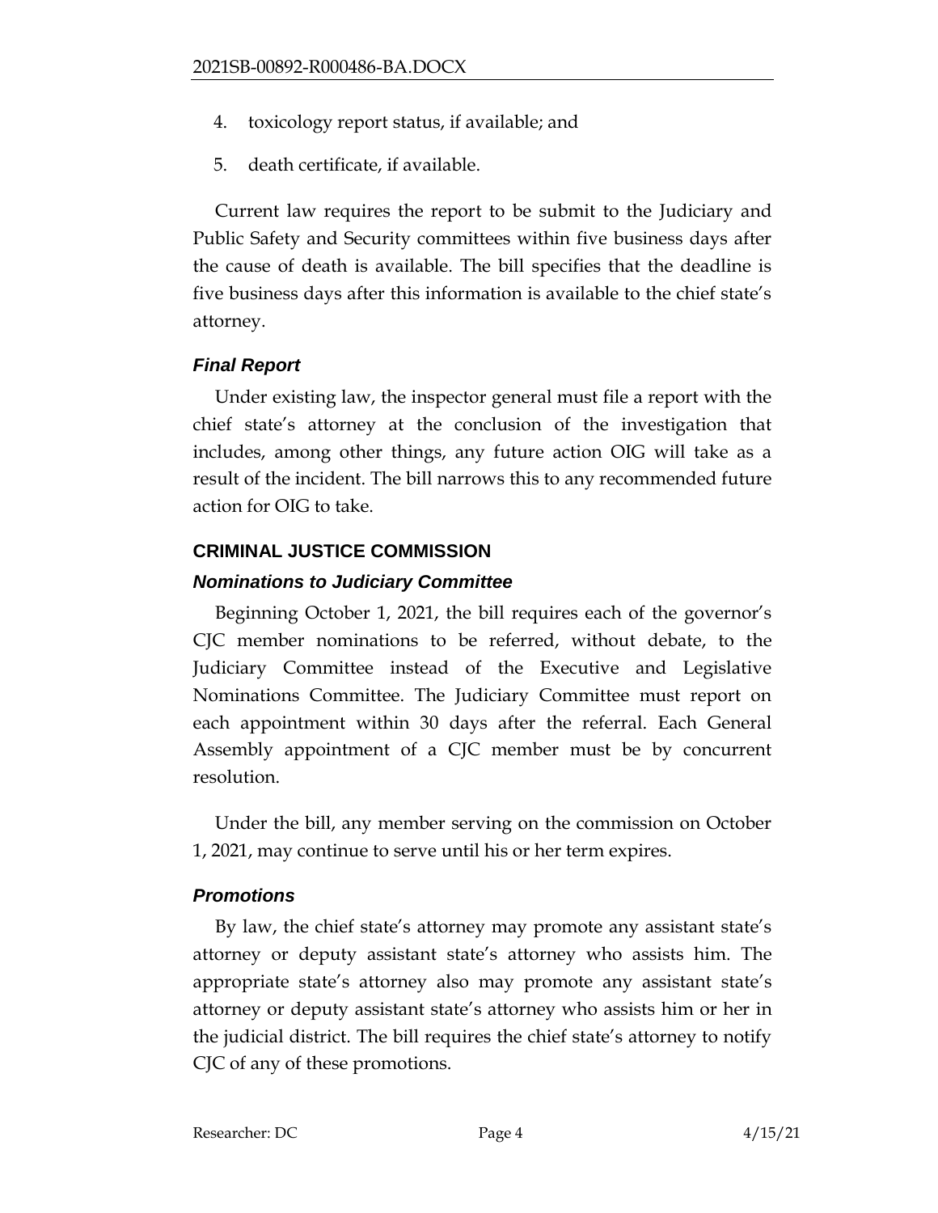4. toxicology report status, if available; and
5. death certificate, if available.

Current law requires the report to be submit to the Judiciary and Public Safety and Security committees within five business days after the cause of death is available. The bill specifies that the deadline is five business days after this information is available to the chief state's attorney.

### *Final Report*

Under existing law, the inspector general must file a report with the chief state's attorney at the conclusion of the investigation that includes, among other things, any future action OIG will take as a result of the incident. The bill narrows this to any recommended future action for OIG to take.

## CRIMINAL JUSTICE COMMISSION

### *Nominations to Judiciary Committee*

Beginning October 1, 2021, the bill requires each of the governor's CJC member nominations to be referred, without debate, to the Judiciary Committee instead of the Executive and Legislative Nominations Committee. The Judiciary Committee must report on each appointment within 30 days after the referral. Each General Assembly appointment of a CJC member must be by concurrent resolution.

Under the bill, any member serving on the commission on October 1, 2021, may continue to serve until his or her term expires.

### *Promotions*

By law, the chief state's attorney may promote any assistant state's attorney or deputy assistant state's attorney who assists him. The appropriate state's attorney also may promote any assistant state's attorney or deputy assistant state's attorney who assists him or her in the judicial district. The bill requires the chief state's attorney to notify CJC of any of these promotions.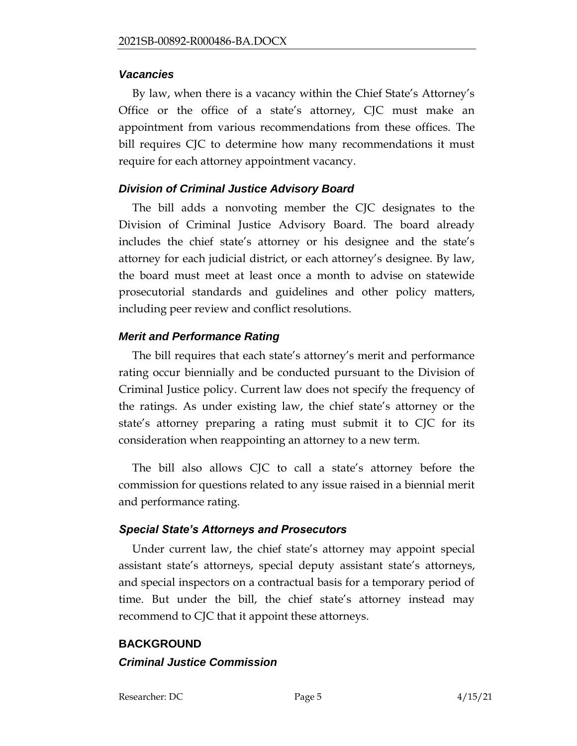### *Vacancies*

By law, when there is a vacancy within the Chief State's Attorney's Office or the office of a state's attorney, CJC must make an appointment from various recommendations from these offices. The bill requires CJC to determine how many recommendations it must require for each attorney appointment vacancy.

### *Division of Criminal Justice Advisory Board*

The bill adds a nonvoting member the CJC designates to the Division of Criminal Justice Advisory Board. The board already includes the chief state's attorney or his designee and the state's attorney for each judicial district, or each attorney's designee. By law, the board must meet at least once a month to advise on statewide prosecutorial standards and guidelines and other policy matters, including peer review and conflict resolutions.

### *Merit and Performance Rating*

The bill requires that each state's attorney's merit and performance rating occur biennially and be conducted pursuant to the Division of Criminal Justice policy. Current law does not specify the frequency of the ratings. As under existing law, the chief state's attorney or the state's attorney preparing a rating must submit it to CJC for its consideration when reappointing an attorney to a new term.

The bill also allows CJC to call a state's attorney before the commission for questions related to any issue raised in a biennial merit and performance rating.

### *Special State's Attorneys and Prosecutors*

Under current law, the chief state's attorney may appoint special assistant state's attorneys, special deputy assistant state's attorneys, and special inspectors on a contractual basis for a temporary period of time. But under the bill, the chief state's attorney instead may recommend to CJC that it appoint these attorneys.

## BACKGROUND

### *Criminal Justice Commission*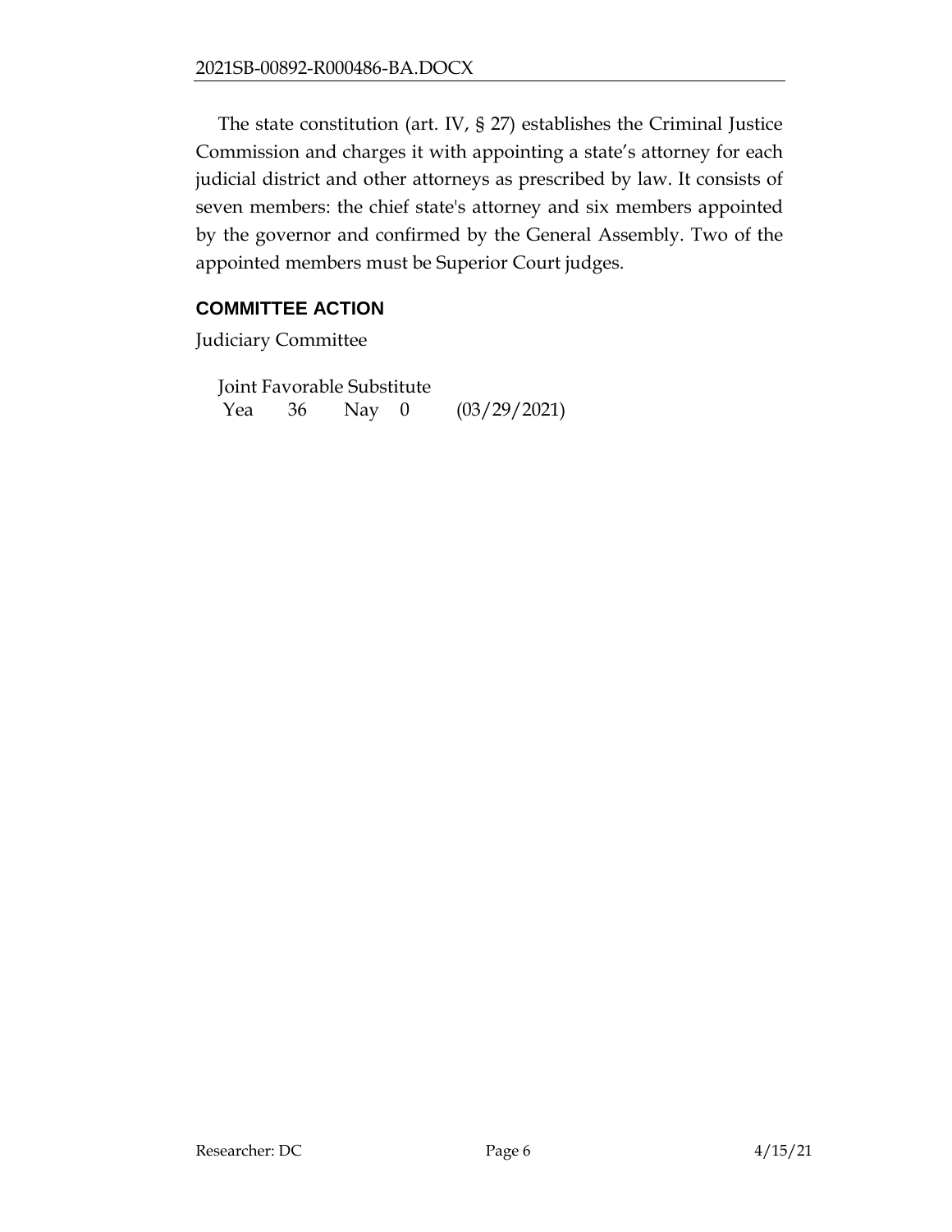The state constitution (art. IV, § 27) establishes the Criminal Justice Commission and charges it with appointing a state's attorney for each judicial district and other attorneys as prescribed by law. It consists of seven members: the chief state's attorney and six members appointed by the governor and confirmed by the General Assembly. Two of the appointed members must be Superior Court judges.

## COMMITTEE ACTION

Judiciary Committee

Joint Favorable Substitute

| | | | | |
|---|---|---|---|---|
| Yea | 36 | Nay | 0 | (03/29/2021) |